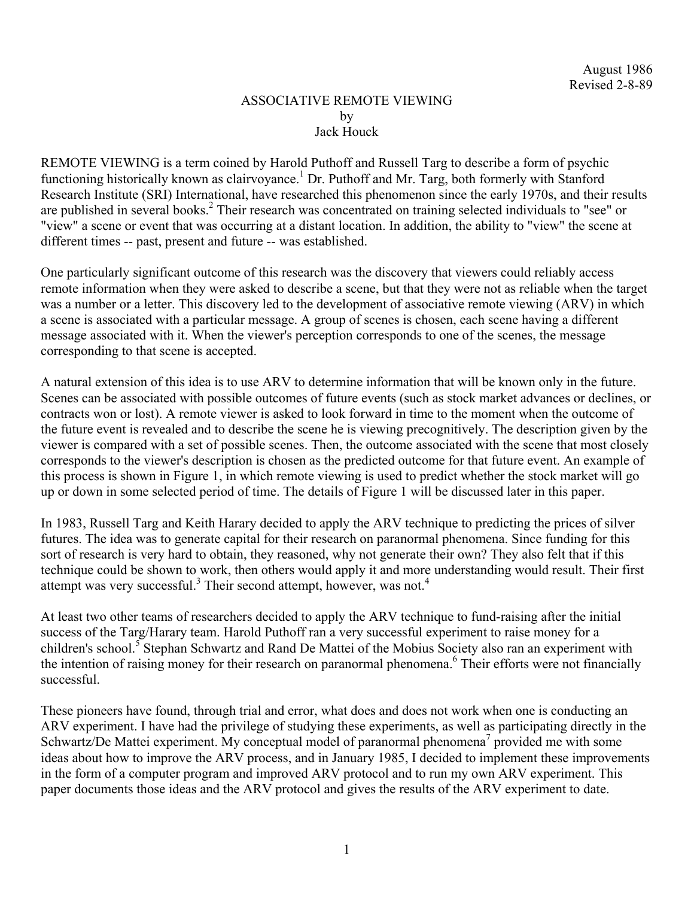August 1986
Revised 2-8-89

# ASSOCIATIVE REMOTE VIEWING

by
Jack Houck

REMOTE VIEWING is a term coined by Harold Puthoff and Russell Targ to describe a form of psychic functioning historically known as clairvoyance.[1] Dr. Puthoff and Mr. Targ, both formerly with Stanford Research Institute (SRI) International, have researched this phenomenon since the early 1970s, and their results are published in several books.[2] Their research was concentrated on training selected individuals to "see" or "view" a scene or event that was occurring at a distant location. In addition, the ability to "view" the scene at different times -- past, present and future -- was established.

One particularly significant outcome of this research was the discovery that viewers could reliably access remote information when they were asked to describe a scene, but that they were not as reliable when the target was a number or a letter. This discovery led to the development of associative remote viewing (ARV) in which a scene is associated with a particular message. A group of scenes is chosen, each scene having a different message associated with it. When the viewer's perception corresponds to one of the scenes, the message corresponding to that scene is accepted.

A natural extension of this idea is to use ARV to determine information that will be known only in the future. Scenes can be associated with possible outcomes of future events (such as stock market advances or declines, or contracts won or lost). A remote viewer is asked to look forward in time to the moment when the outcome of the future event is revealed and to describe the scene he is viewing precognitively. The description given by the viewer is compared with a set of possible scenes. Then, the outcome associated with the scene that most closely corresponds to the viewer's description is chosen as the predicted outcome for that future event. An example of this process is shown in Figure 1, in which remote viewing is used to predict whether the stock market will go up or down in some selected period of time. The details of Figure 1 will be discussed later in this paper.

In 1983, Russell Targ and Keith Harary decided to apply the ARV technique to predicting the prices of silver futures. The idea was to generate capital for their research on paranormal phenomena. Since funding for this sort of research is very hard to obtain, they reasoned, why not generate their own? They also felt that if this technique could be shown to work, then others would apply it and more understanding would result. Their first attempt was very successful.[3] Their second attempt, however, was not.[4]

At least two other teams of researchers decided to apply the ARV technique to fund-raising after the initial success of the Targ/Harary team. Harold Puthoff ran a very successful experiment to raise money for a children's school.[5] Stephan Schwartz and Rand De Mattei of the Mobius Society also ran an experiment with the intention of raising money for their research on paranormal phenomena.[6] Their efforts were not financially successful.

These pioneers have found, through trial and error, what does and does not work when one is conducting an ARV experiment. I have had the privilege of studying these experiments, as well as participating directly in the Schwartz/De Mattei experiment. My conceptual model of paranormal phenomena[7] provided me with some ideas about how to improve the ARV process, and in January 1985, I decided to implement these improvements in the form of a computer program and improved ARV protocol and to run my own ARV experiment. This paper documents those ideas and the ARV protocol and gives the results of the ARV experiment to date.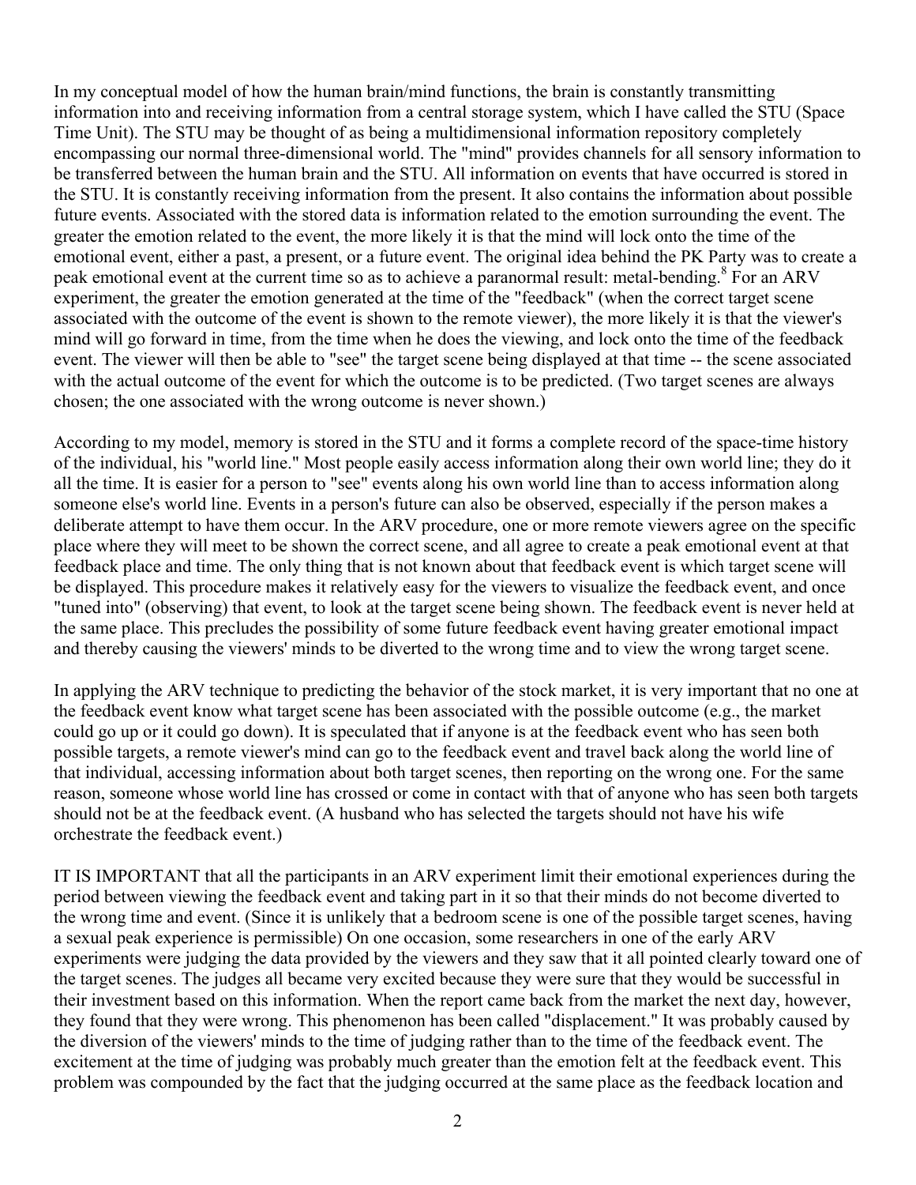In my conceptual model of how the human brain/mind functions, the brain is constantly transmitting information into and receiving information from a central storage system, which I have called the STU (Space Time Unit). The STU may be thought of as being a multidimensional information repository completely encompassing our normal three-dimensional world. The "mind" provides channels for all sensory information to be transferred between the human brain and the STU. All information on events that have occurred is stored in the STU. It is constantly receiving information from the present. It also contains the information about possible future events. Associated with the stored data is information related to the emotion surrounding the event. The greater the emotion related to the event, the more likely it is that the mind will lock onto the time of the emotional event, either a past, a present, or a future event. The original idea behind the PK Party was to create a peak emotional event at the current time so as to achieve a paranormal result: metal-bending.[8] For an ARV experiment, the greater the emotion generated at the time of the "feedback" (when the correct target scene associated with the outcome of the event is shown to the remote viewer), the more likely it is that the viewer's mind will go forward in time, from the time when he does the viewing, and lock onto the time of the feedback event. The viewer will then be able to "see" the target scene being displayed at that time -- the scene associated with the actual outcome of the event for which the outcome is to be predicted. (Two target scenes are always chosen; the one associated with the wrong outcome is never shown.)

According to my model, memory is stored in the STU and it forms a complete record of the space-time history of the individual, his "world line." Most people easily access information along their own world line; they do it all the time. It is easier for a person to "see" events along his own world line than to access information along someone else's world line. Events in a person's future can also be observed, especially if the person makes a deliberate attempt to have them occur. In the ARV procedure, one or more remote viewers agree on the specific place where they will meet to be shown the correct scene, and all agree to create a peak emotional event at that feedback place and time. The only thing that is not known about that feedback event is which target scene will be displayed. This procedure makes it relatively easy for the viewers to visualize the feedback event, and once "tuned into" (observing) that event, to look at the target scene being shown. The feedback event is never held at the same place. This precludes the possibility of some future feedback event having greater emotional impact and thereby causing the viewers' minds to be diverted to the wrong time and to view the wrong target scene.

In applying the ARV technique to predicting the behavior of the stock market, it is very important that no one at the feedback event know what target scene has been associated with the possible outcome (e.g., the market could go up or it could go down). It is speculated that if anyone is at the feedback event who has seen both possible targets, a remote viewer's mind can go to the feedback event and travel back along the world line of that individual, accessing information about both target scenes, then reporting on the wrong one. For the same reason, someone whose world line has crossed or come in contact with that of anyone who has seen both targets should not be at the feedback event. (A husband who has selected the targets should not have his wife orchestrate the feedback event.)

IT IS IMPORTANT that all the participants in an ARV experiment limit their emotional experiences during the period between viewing the feedback event and taking part in it so that their minds do not become diverted to the wrong time and event. (Since it is unlikely that a bedroom scene is one of the possible target scenes, having a sexual peak experience is permissible) On one occasion, some researchers in one of the early ARV experiments were judging the data provided by the viewers and they saw that it all pointed clearly toward one of the target scenes. The judges all became very excited because they were sure that they would be successful in their investment based on this information. When the report came back from the market the next day, however, they found that they were wrong. This phenomenon has been called "displacement." It was probably caused by the diversion of the viewers' minds to the time of judging rather than to the time of the feedback event. The excitement at the time of judging was probably much greater than the emotion felt at the feedback event. This problem was compounded by the fact that the judging occurred at the same place as the feedback location and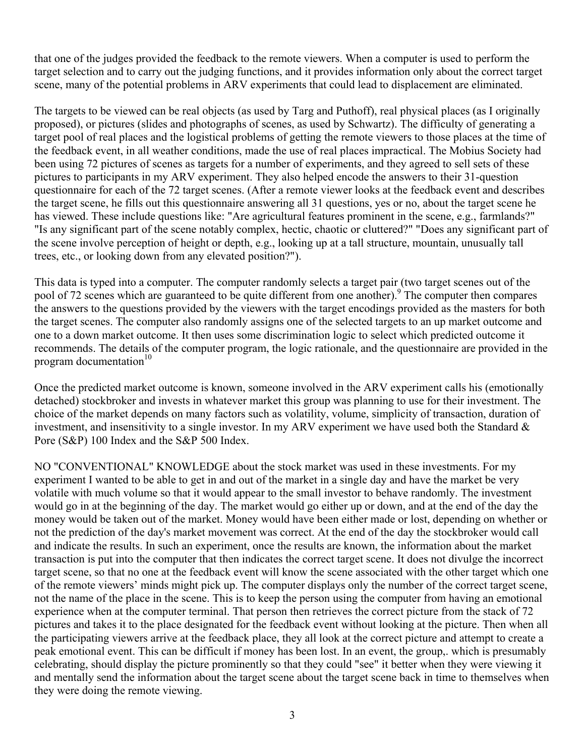that one of the judges provided the feedback to the remote viewers. When a computer is used to perform the target selection and to carry out the judging functions, and it provides information only about the correct target scene, many of the potential problems in ARV experiments that could lead to displacement are eliminated.

The targets to be viewed can be real objects (as used by Targ and Puthoff), real physical places (as I originally proposed), or pictures (slides and photographs of scenes, as used by Schwartz). The difficulty of generating a target pool of real places and the logistical problems of getting the remote viewers to those places at the time of the feedback event, in all weather conditions, made the use of real places impractical. The Mobius Society had been using 72 pictures of scenes as targets for a number of experiments, and they agreed to sell sets of these pictures to participants in my ARV experiment. They also helped encode the answers to their 31-question questionnaire for each of the 72 target scenes. (After a remote viewer looks at the feedback event and describes the target scene, he fills out this questionnaire answering all 31 questions, yes or no, about the target scene he has viewed. These include questions like: "Are agricultural features prominent in the scene, e.g., farmlands?" "Is any significant part of the scene notably complex, hectic, chaotic or cluttered?" "Does any significant part of the scene involve perception of height or depth, e.g., looking up at a tall structure, mountain, unusually tall trees, etc., or looking down from any elevated position?").

This data is typed into a computer. The computer randomly selects a target pair (two target scenes out of the pool of 72 scenes which are guaranteed to be quite different from one another).[9] The computer then compares the answers to the questions provided by the viewers with the target encodings provided as the masters for both the target scenes. The computer also randomly assigns one of the selected targets to an up market outcome and one to a down market outcome. It then uses some discrimination logic to select which predicted outcome it recommends. The details of the computer program, the logic rationale, and the questionnaire are provided in the program documentation[10]

Once the predicted market outcome is known, someone involved in the ARV experiment calls his (emotionally detached) stockbroker and invests in whatever market this group was planning to use for their investment. The choice of the market depends on many factors such as volatility, volume, simplicity of transaction, duration of investment, and insensitivity to a single investor. In my ARV experiment we have used both the Standard & Pore (S&P) 100 Index and the S&P 500 Index.

NO "CONVENTIONAL" KNOWLEDGE about the stock market was used in these investments. For my experiment I wanted to be able to get in and out of the market in a single day and have the market be very volatile with much volume so that it would appear to the small investor to behave randomly. The investment would go in at the beginning of the day. The market would go either up or down, and at the end of the day the money would be taken out of the market. Money would have been either made or lost, depending on whether or not the prediction of the day's market movement was correct. At the end of the day the stockbroker would call and indicate the results. In such an experiment, once the results are known, the information about the market transaction is put into the computer that then indicates the correct target scene. It does not divulge the incorrect target scene, so that no one at the feedback event will know the scene associated with the other target which one of the remote viewers' minds might pick up. The computer displays only the number of the correct target scene, not the name of the place in the scene. This is to keep the person using the computer from having an emotional experience when at the computer terminal. That person then retrieves the correct picture from the stack of 72 pictures and takes it to the place designated for the feedback event without looking at the picture. Then when all the participating viewers arrive at the feedback place, they all look at the correct picture and attempt to create a peak emotional event. This can be difficult if money has been lost. In an event, the group,. which is presumably celebrating, should display the picture prominently so that they could "see" it better when they were viewing it and mentally send the information about the target scene about the target scene back in time to themselves when they were doing the remote viewing.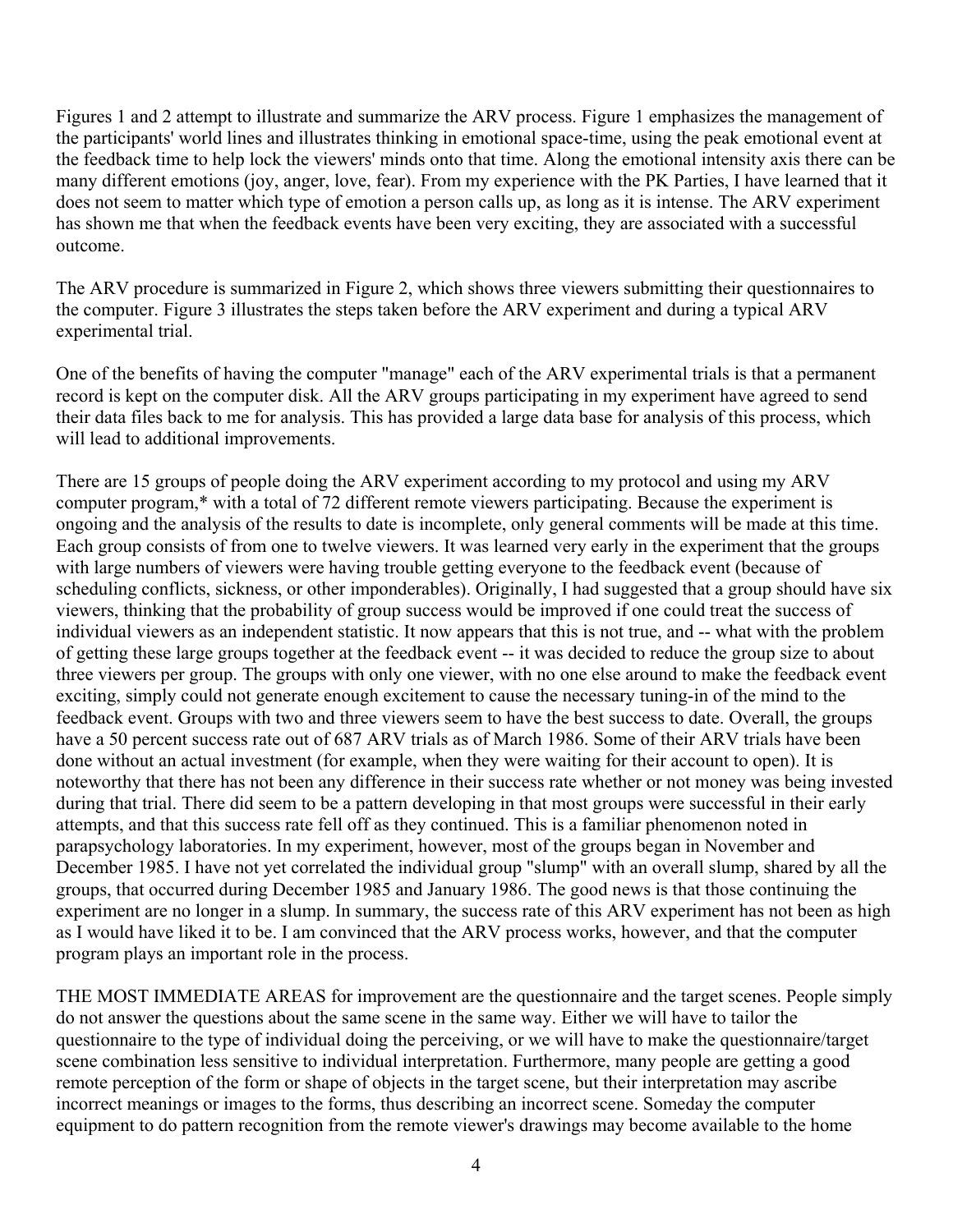Figures 1 and 2 attempt to illustrate and summarize the ARV process. Figure 1 emphasizes the management of the participants' world lines and illustrates thinking in emotional space-time, using the peak emotional event at the feedback time to help lock the viewers' minds onto that time. Along the emotional intensity axis there can be many different emotions (joy, anger, love, fear). From my experience with the PK Parties, I have learned that it does not seem to matter which type of emotion a person calls up, as long as it is intense. The ARV experiment has shown me that when the feedback events have been very exciting, they are associated with a successful outcome.

The ARV procedure is summarized in Figure 2, which shows three viewers submitting their questionnaires to the computer. Figure 3 illustrates the steps taken before the ARV experiment and during a typical ARV experimental trial.

One of the benefits of having the computer "manage" each of the ARV experimental trials is that a permanent record is kept on the computer disk. All the ARV groups participating in my experiment have agreed to send their data files back to me for analysis. This has provided a large data base for analysis of this process, which will lead to additional improvements.

There are 15 groups of people doing the ARV experiment according to my protocol and using my ARV computer program,* with a total of 72 different remote viewers participating. Because the experiment is ongoing and the analysis of the results to date is incomplete, only general comments will be made at this time. Each group consists of from one to twelve viewers. It was learned very early in the experiment that the groups with large numbers of viewers were having trouble getting everyone to the feedback event (because of scheduling conflicts, sickness, or other imponderables). Originally, I had suggested that a group should have six viewers, thinking that the probability of group success would be improved if one could treat the success of individual viewers as an independent statistic. It now appears that this is not true, and -- what with the problem of getting these large groups together at the feedback event -- it was decided to reduce the group size to about three viewers per group. The groups with only one viewer, with no one else around to make the feedback event exciting, simply could not generate enough excitement to cause the necessary tuning-in of the mind to the feedback event. Groups with two and three viewers seem to have the best success to date. Overall, the groups have a 50 percent success rate out of 687 ARV trials as of March 1986. Some of their ARV trials have been done without an actual investment (for example, when they were waiting for their account to open). It is noteworthy that there has not been any difference in their success rate whether or not money was being invested during that trial. There did seem to be a pattern developing in that most groups were successful in their early attempts, and that this success rate fell off as they continued. This is a familiar phenomenon noted in parapsychology laboratories. In my experiment, however, most of the groups began in November and December 1985. I have not yet correlated the individual group "slump" with an overall slump, shared by all the groups, that occurred during December 1985 and January 1986. The good news is that those continuing the experiment are no longer in a slump. In summary, the success rate of this ARV experiment has not been as high as I would have liked it to be. I am convinced that the ARV process works, however, and that the computer program plays an important role in the process.

THE MOST IMMEDIATE AREAS for improvement are the questionnaire and the target scenes. People simply do not answer the questions about the same scene in the same way. Either we will have to tailor the questionnaire to the type of individual doing the perceiving, or we will have to make the questionnaire/target scene combination less sensitive to individual interpretation. Furthermore, many people are getting a good remote perception of the form or shape of objects in the target scene, but their interpretation may ascribe incorrect meanings or images to the forms, thus describing an incorrect scene. Someday the computer equipment to do pattern recognition from the remote viewer's drawings may become available to the home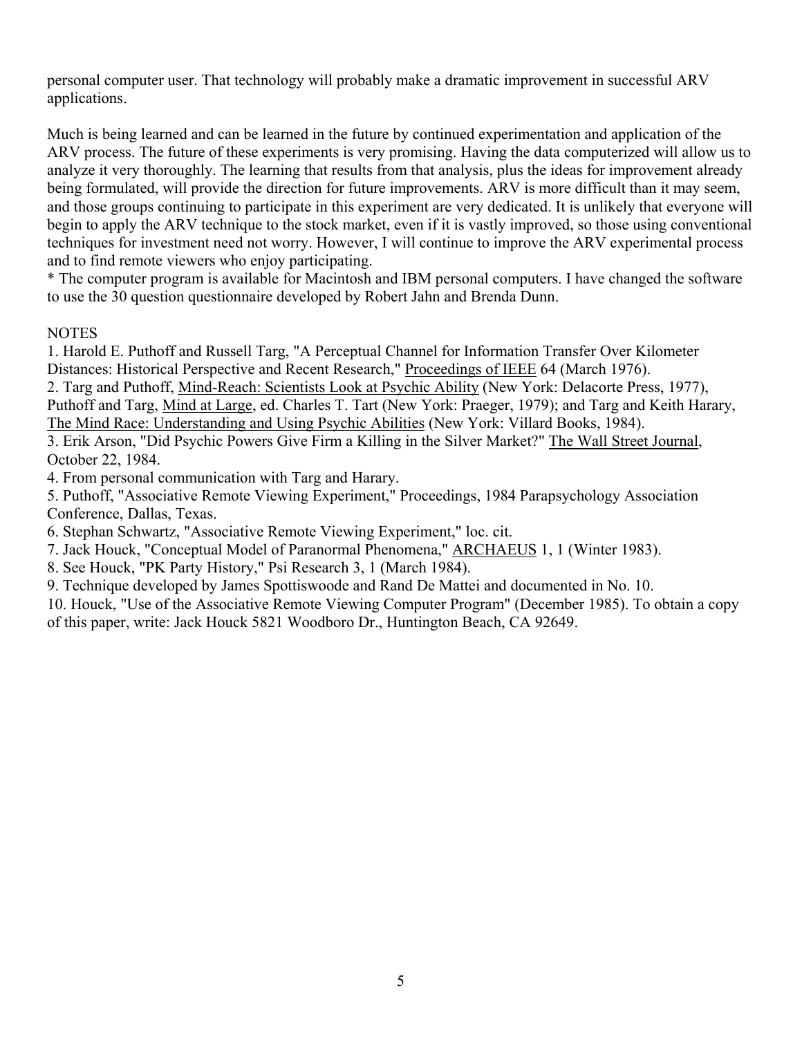personal computer user. That technology will probably make a dramatic improvement in successful ARV applications.

Much is being learned and can be learned in the future by continued experimentation and application of the ARV process. The future of these experiments is very promising. Having the data computerized will allow us to analyze it very thoroughly. The learning that results from that analysis, plus the ideas for improvement already being formulated, will provide the direction for future improvements. ARV is more difficult than it may seem, and those groups continuing to participate in this experiment are very dedicated. It is unlikely that everyone will begin to apply the ARV technique to the stock market, even if it is vastly improved, so those using conventional techniques for investment need not worry. However, I will continue to improve the ARV experimental process and to find remote viewers who enjoy participating.

* The computer program is available for Macintosh and IBM personal computers. I have changed the software to use the 30 question questionnaire developed by Robert Jahn and Brenda Dunn.

NOTES

1. Harold E. Puthoff and Russell Targ, "A Perceptual Channel for Information Transfer Over Kilometer Distances: Historical Perspective and Recent Research," Proceedings of IEEE 64 (March 1976).
2. Targ and Puthoff, Mind-Reach: Scientists Look at Psychic Ability (New York: Delacorte Press, 1977), Puthoff and Targ, Mind at Large, ed. Charles T. Tart (New York: Praeger, 1979); and Targ and Keith Harary, The Mind Race: Understanding and Using Psychic Abilities (New York: Villard Books, 1984).
3. Erik Arson, "Did Psychic Powers Give Firm a Killing in the Silver Market?" The Wall Street Journal, October 22, 1984.
4. From personal communication with Targ and Harary.
5. Puthoff, "Associative Remote Viewing Experiment," Proceedings, 1984 Parapsychology Association Conference, Dallas, Texas.
6. Stephan Schwartz, "Associative Remote Viewing Experiment," loc. cit.
7. Jack Houck, "Conceptual Model of Paranormal Phenomena," ARCHAEUS 1, 1 (Winter 1983).
8. See Houck, "PK Party History," Psi Research 3, 1 (March 1984).
9. Technique developed by James Spottiswoode and Rand De Mattei and documented in No. 10.
10. Houck, "Use of the Associative Remote Viewing Computer Program" (December 1985). To obtain a copy of this paper, write: Jack Houck 5821 Woodboro Dr., Huntington Beach, CA 92649.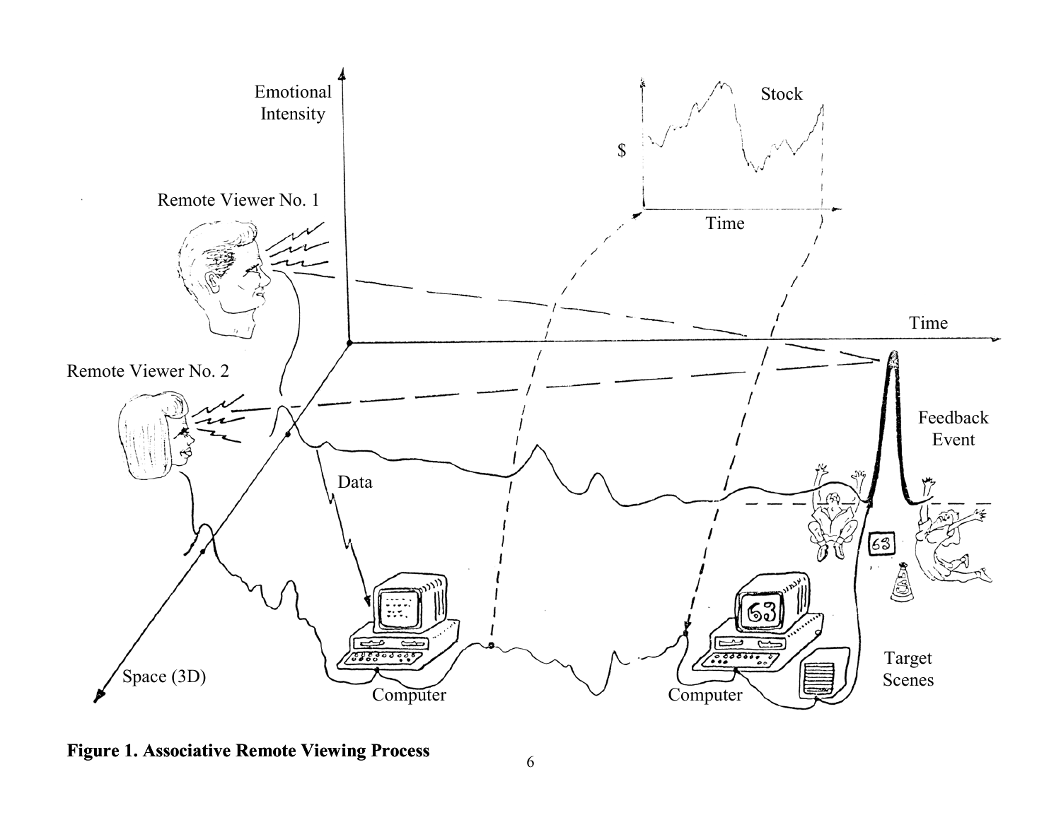**Figure 1. Associative Remote Viewing Process**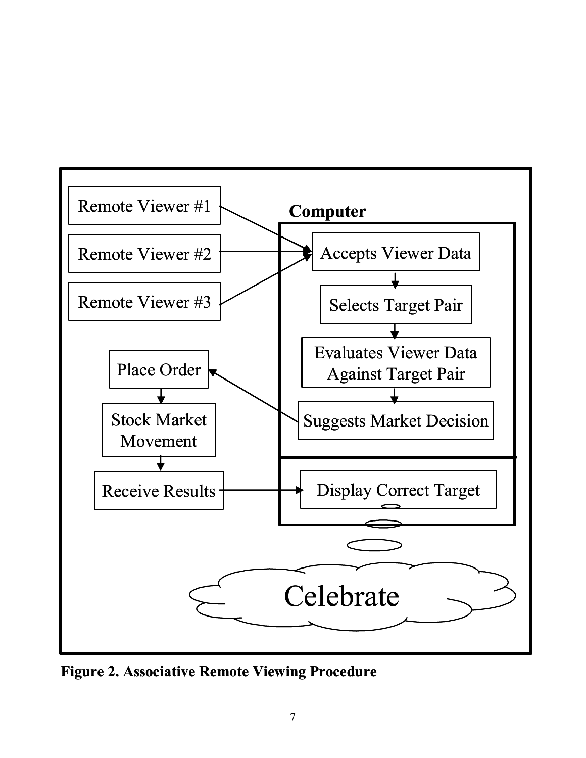Remote Viewer #1

Remote Viewer #2

Remote Viewer #3

**Computer**

Accepts Viewer Data

Selects Target Pair

Evaluates Viewer Data Against Target Pair

Suggests Market Decision

Place Order

Stock Market Movement

Receive Results

Display Correct Target

Celebrate

**Figure 2. Associative Remote Viewing Procedure**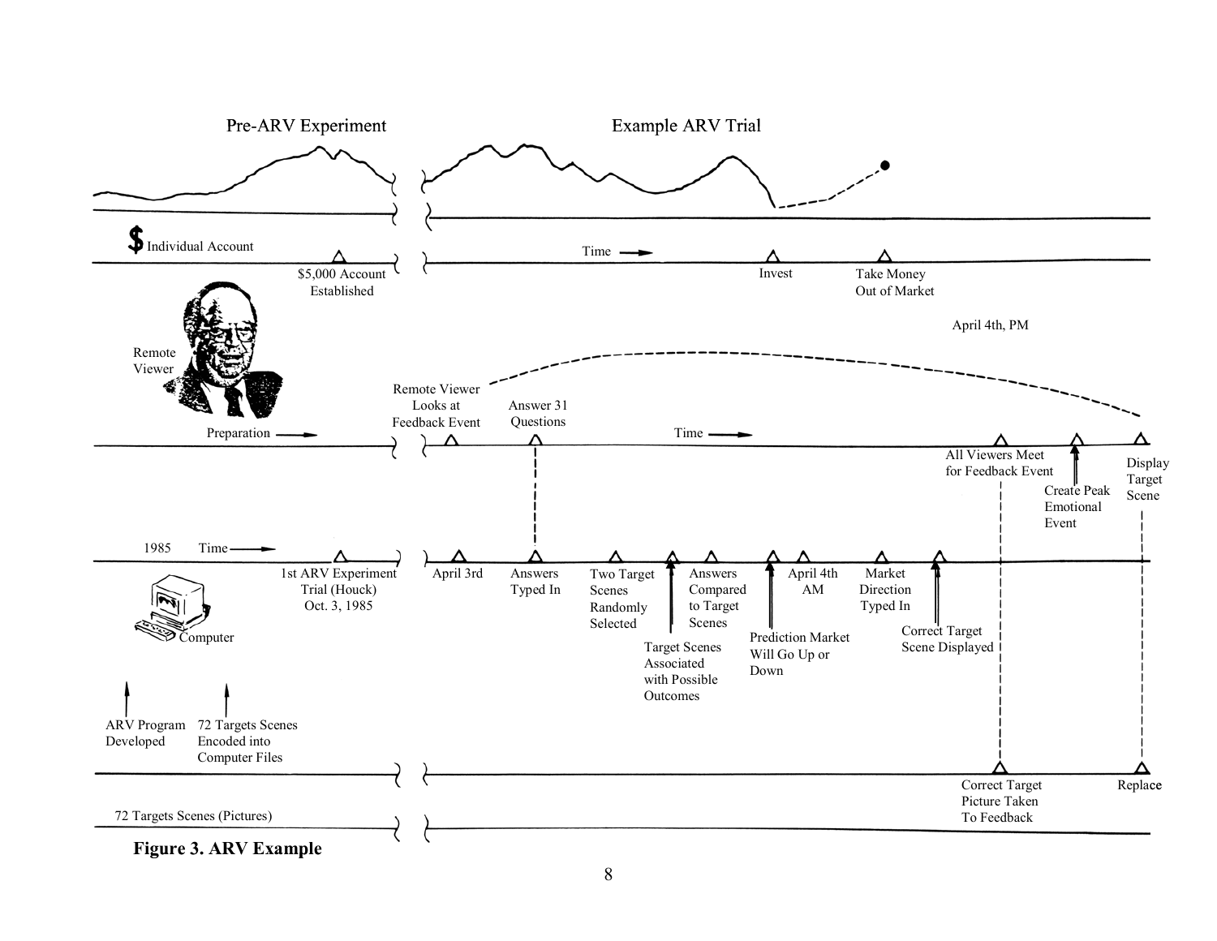Pre-ARV Experiment

Example ARV Trial

Individual Account

$5,000 Account Established

Time

Invest

Take Money Out of Market

April 4th, PM

Remote Viewer

Preparation

Remote Viewer Looks at Feedback Event

Answer 31 Questions

Time

All Viewers Meet for Feedback Event

Create Peak Emotional Event

Display Target Scene

1985

Time

1st ARV Experiment Trial (Houck) Oct. 3, 1985

April 3rd

Answers Typed In

Two Target Scenes Randomly Selected

Target Scenes Associated with Possible Outcomes

Answers Compared to Target Scenes

Prediction Market Will Go Up or Down

April 4th AM

Market Direction Typed In

Correct Target Scene Displayed

Computer

ARV Program Developed

72 Targets Scenes Encoded into Computer Files

Correct Target Picture Taken To Feedback

Replace

72 Targets Scenes (Pictures)

**Figure 3. ARV Example**